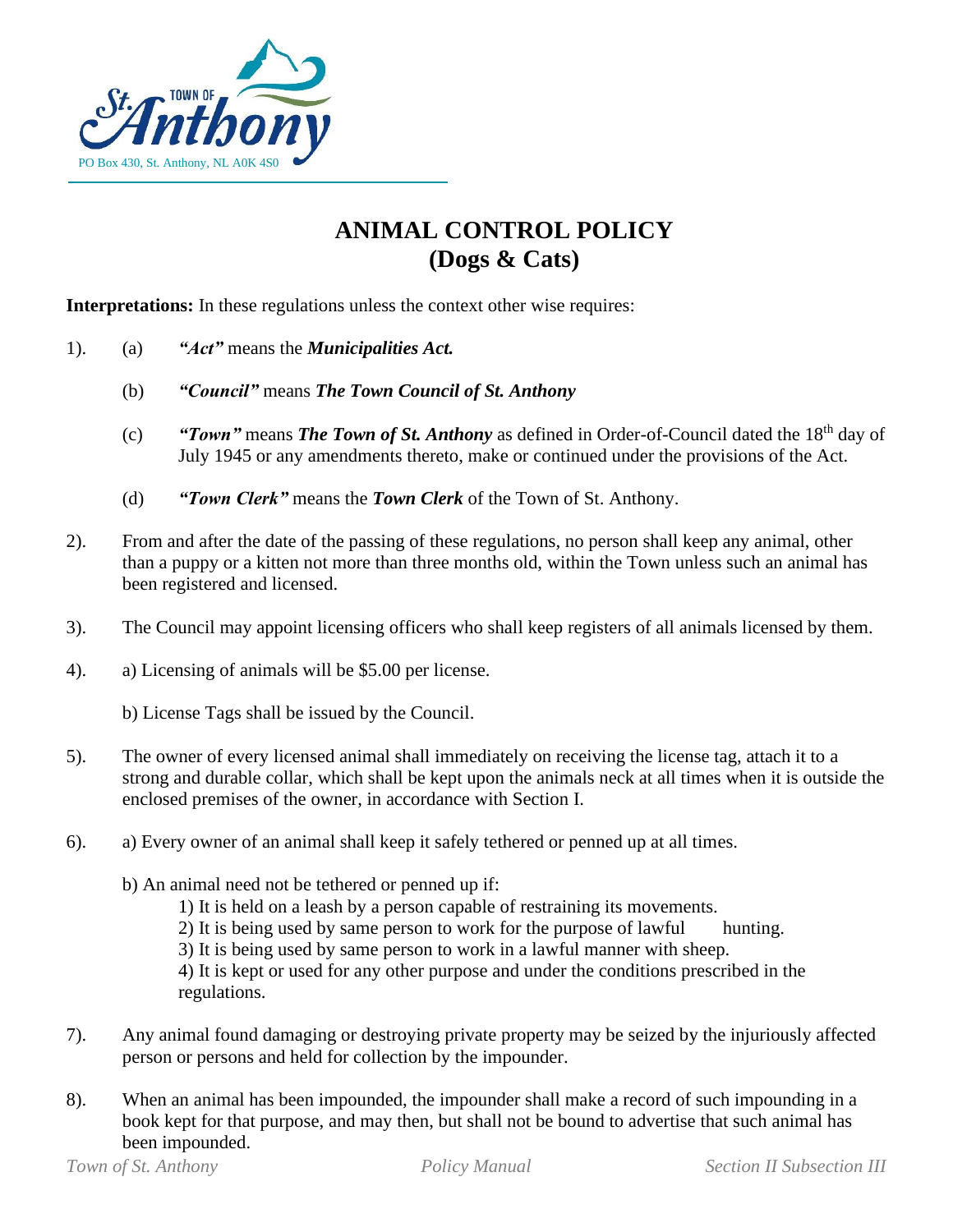St. Anthony TOWN OF

PO Box 430, St. Anthony, NL A0K 4S0

# ANIMAL CONTROL POLICY (Dogs & Cats)

**Interpretations:** In these regulations unless the context other wise requires:

1). (a) ***"Act"*** means the ***Municipalities Act.***

(b) ***"Council"*** means ***The Town Council of St. Anthony***

(c) ***"Town"*** means ***The Town of St. Anthony*** as defined in Order-of-Council dated the 18th day of July 1945 or any amendments thereto, make or continued under the provisions of the Act.

(d) ***"Town Clerk"*** means the ***Town Clerk*** of the Town of St. Anthony.

2). From and after the date of the passing of these regulations, no person shall keep any animal, other than a puppy or a kitten not more than three months old, within the Town unless such an animal has been registered and licensed.

3). The Council may appoint licensing officers who shall keep registers of all animals licensed by them.

4). a) Licensing of animals will be $5.00 per license.

b) License Tags shall be issued by the Council.

5). The owner of every licensed animal shall immediately on receiving the license tag, attach it to a strong and durable collar, which shall be kept upon the animals neck at all times when it is outside the enclosed premises of the owner, in accordance with Section I.

6). a) Every owner of an animal shall keep it safely tethered or penned up at all times.

b) An animal need not be tethered or penned up if:

1) It is held on a leash by a person capable of restraining its movements.
2) It is being used by same person to work for the purpose of lawful hunting.
3) It is being used by same person to work in a lawful manner with sheep.
4) It is kept or used for any other purpose and under the conditions prescribed in the regulations.

7). Any animal found damaging or destroying private property may be seized by the injuriously affected person or persons and held for collection by the impounder.

8). When an animal has been impounded, the impounder shall make a record of such impounding in a book kept for that purpose, and may then, but shall not be bound to advertise that such animal has been impounded.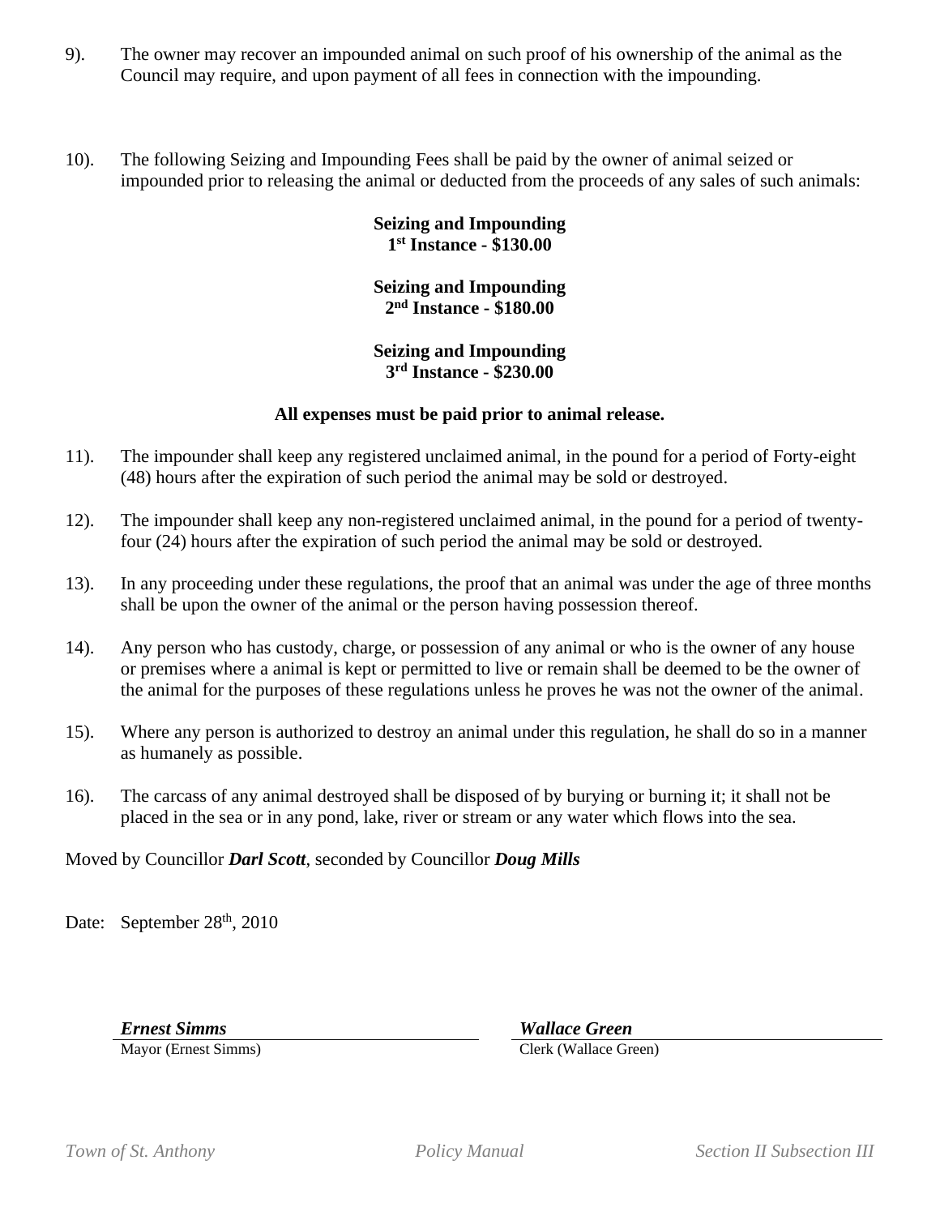9). The owner may recover an impounded animal on such proof of his ownership of the animal as the Council may require, and upon payment of all fees in connection with the impounding.

10). The following Seizing and Impounding Fees shall be paid by the owner of animal seized or impounded prior to releasing the animal or deducted from the proceeds of any sales of such animals:

**Seizing and Impounding**
**1st Instance - $130.00**

**Seizing and Impounding**
**2nd Instance - $180.00**

**Seizing and Impounding**
**3rd Instance - $230.00**

**All expenses must be paid prior to animal release.**

11). The impounder shall keep any registered unclaimed animal, in the pound for a period of Forty-eight (48) hours after the expiration of such period the animal may be sold or destroyed.

12). The impounder shall keep any non-registered unclaimed animal, in the pound for a period of twenty-four (24) hours after the expiration of such period the animal may be sold or destroyed.

13). In any proceeding under these regulations, the proof that an animal was under the age of three months shall be upon the owner of the animal or the person having possession thereof.

14). Any person who has custody, charge, or possession of any animal or who is the owner of any house or premises where a animal is kept or permitted to live or remain shall be deemed to be the owner of the animal for the purposes of these regulations unless he proves he was not the owner of the animal.

15). Where any person is authorized to destroy an animal under this regulation, he shall do so in a manner as humanely as possible.

16). The carcass of any animal destroyed shall be disposed of by burying or burning it; it shall not be placed in the sea or in any pond, lake, river or stream or any water which flows into the sea.

Moved by Councillor ***Darl Scott***, seconded by Councillor ***Doug Mills***

Date: September 28th, 2010

***Ernest Simms***
Mayor (Ernest Simms)

***Wallace Green***
Clerk (Wallace Green)